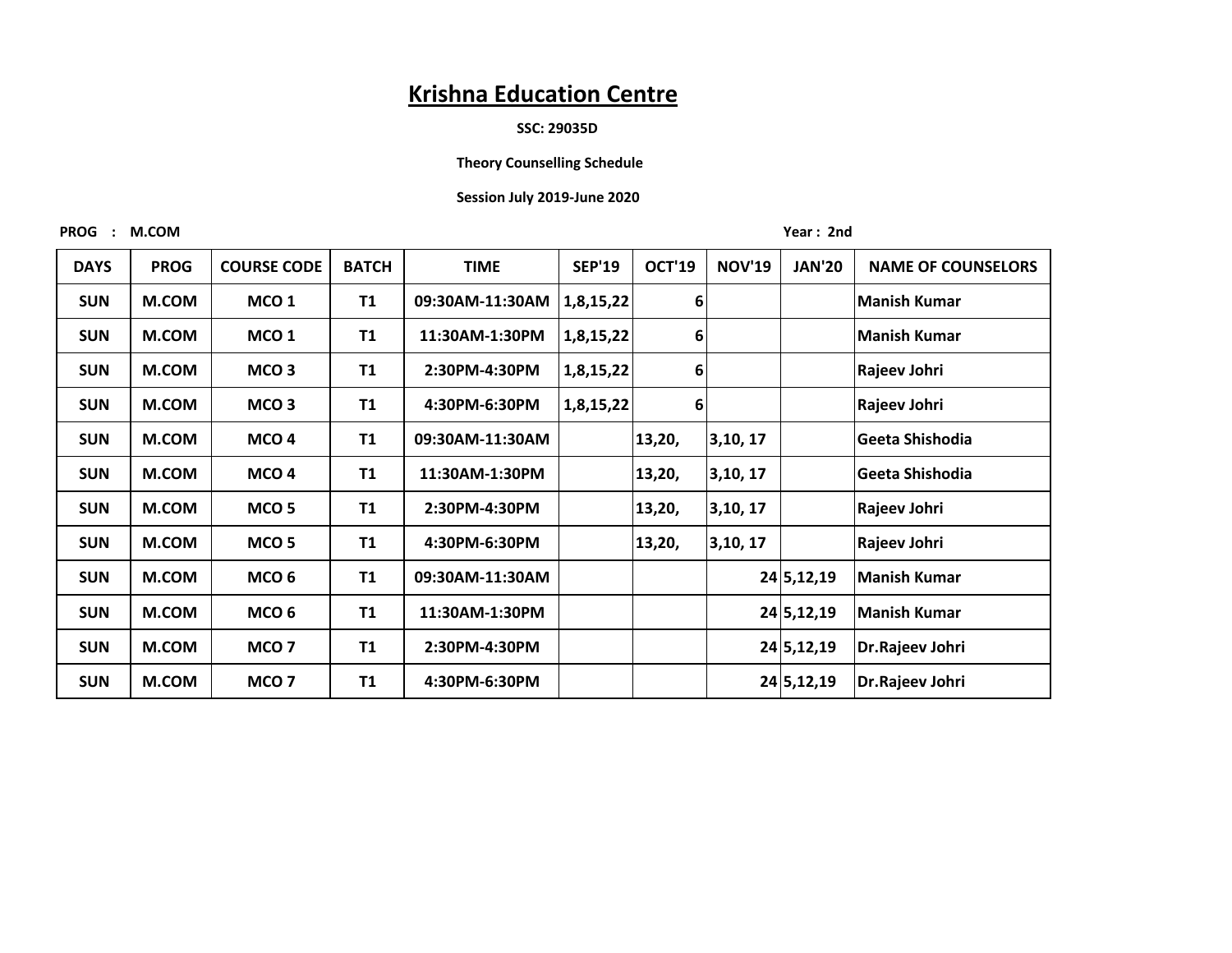# Krishna Education Centre

**SSC: 29035D**

**Theory Counselling Schedule**

**Session July 2019-June 2020**

**PROG : M.COM** **Year : 2nd**

| DAYS | PROG | COURSE CODE | BATCH | TIME | SEP'19 | OCT'19 | NOV'19 | JAN'20 | NAME OF COUNSELORS |
|---|---|---|---|---|---|---|---|---|---|
| SUN | M.COM | MCO 1 | T1 | 09:30AM-11:30AM | 1,8,15,22 | 6 | | | Manish Kumar |
| SUN | M.COM | MCO 1 | T1 | 11:30AM-1:30PM | 1,8,15,22 | 6 | | | Manish Kumar |
| SUN | M.COM | MCO 3 | T1 | 2:30PM-4:30PM | 1,8,15,22 | 6 | | | Rajeev Johri |
| SUN | M.COM | MCO 3 | T1 | 4:30PM-6:30PM | 1,8,15,22 | 6 | | | Rajeev Johri |
| SUN | M.COM | MCO 4 | T1 | 09:30AM-11:30AM | | 13,20, | 3,10, 17 | | Geeta Shishodia |
| SUN | M.COM | MCO 4 | T1 | 11:30AM-1:30PM | | 13,20, | 3,10, 17 | | Geeta Shishodia |
| SUN | M.COM | MCO 5 | T1 | 2:30PM-4:30PM | | 13,20, | 3,10, 17 | | Rajeev Johri |
| SUN | M.COM | MCO 5 | T1 | 4:30PM-6:30PM | | 13,20, | 3,10, 17 | | Rajeev Johri |
| SUN | M.COM | MCO 6 | T1 | 09:30AM-11:30AM | | | 24 | 5,12,19 | Manish Kumar |
| SUN | M.COM | MCO 6 | T1 | 11:30AM-1:30PM | | | 24 | 5,12,19 | Manish Kumar |
| SUN | M.COM | MCO 7 | T1 | 2:30PM-4:30PM | | | 24 | 5,12,19 | Dr.Rajeev Johri |
| SUN | M.COM | MCO 7 | T1 | 4:30PM-6:30PM | | | 24 | 5,12,19 | Dr.Rajeev Johri |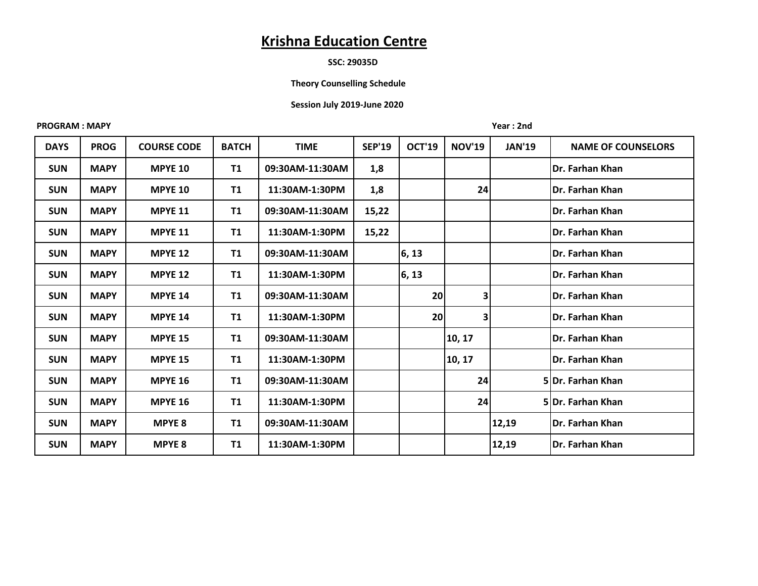# Krishna Education Centre

**SSC: 29035D**

**Theory Counselling Schedule**

**Session July 2019-June 2020**

**PROGRAM : MAPY** **Year : 2nd**

| DAYS | PROG | COURSE CODE | BATCH | TIME | SEP'19 | OCT'19 | NOV'19 | JAN'19 | NAME OF COUNSELORS |
|---|---|---|---|---|---|---|---|---|---|
| SUN | MAPY | MPYE 10 | T1 | 09:30AM-11:30AM | 1,8 | | | | Dr. Farhan Khan |
| SUN | MAPY | MPYE 10 | T1 | 11:30AM-1:30PM | 1,8 | | 24 | | Dr. Farhan Khan |
| SUN | MAPY | MPYE 11 | T1 | 09:30AM-11:30AM | 15,22 | | | | Dr. Farhan Khan |
| SUN | MAPY | MPYE 11 | T1 | 11:30AM-1:30PM | 15,22 | | | | Dr. Farhan Khan |
| SUN | MAPY | MPYE 12 | T1 | 09:30AM-11:30AM | | 6, 13 | | | Dr. Farhan Khan |
| SUN | MAPY | MPYE 12 | T1 | 11:30AM-1:30PM | | 6, 13 | | | Dr. Farhan Khan |
| SUN | MAPY | MPYE 14 | T1 | 09:30AM-11:30AM | | 20 | 3 | | Dr. Farhan Khan |
| SUN | MAPY | MPYE 14 | T1 | 11:30AM-1:30PM | | 20 | 3 | | Dr. Farhan Khan |
| SUN | MAPY | MPYE 15 | T1 | 09:30AM-11:30AM | | | 10, 17 | | Dr. Farhan Khan |
| SUN | MAPY | MPYE 15 | T1 | 11:30AM-1:30PM | | | 10, 17 | | Dr. Farhan Khan |
| SUN | MAPY | MPYE 16 | T1 | 09:30AM-11:30AM | | | 24 | 5 | Dr. Farhan Khan |
| SUN | MAPY | MPYE 16 | T1 | 11:30AM-1:30PM | | | 24 | 5 | Dr. Farhan Khan |
| SUN | MAPY | MPYE 8 | T1 | 09:30AM-11:30AM | | | | 12,19 | Dr. Farhan Khan |
| SUN | MAPY | MPYE 8 | T1 | 11:30AM-1:30PM | | | | 12,19 | Dr. Farhan Khan |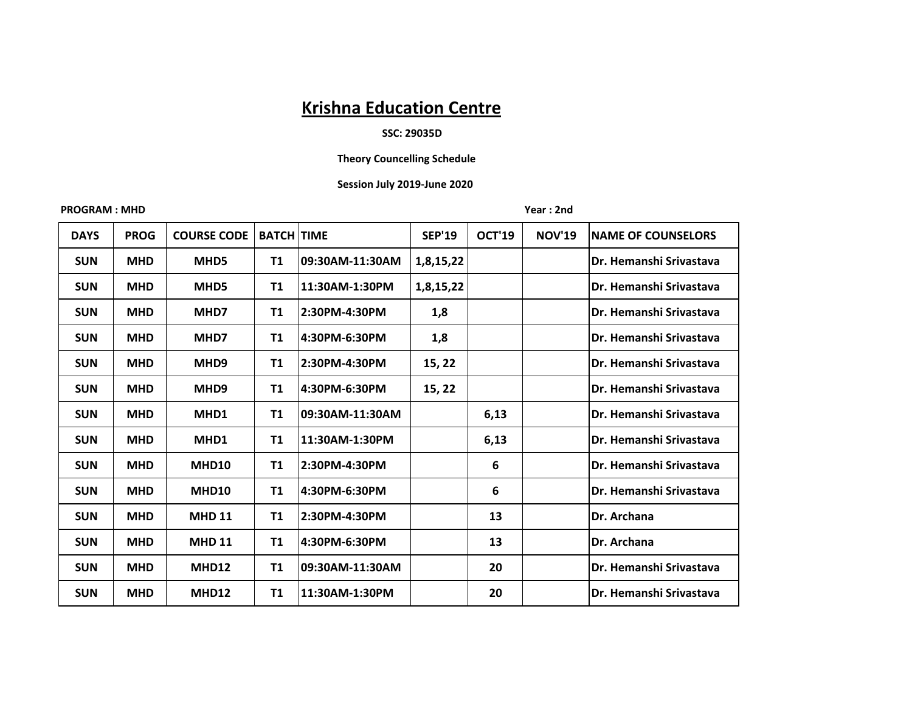# Krishna Education Centre

**SSC: 29035D**

**Theory Councelling Schedule**

**Session July 2019-June 2020**

**PROGRAM : MHD** **Year : 2nd**

| DAYS | PROG | COURSE CODE | BATCH | TIME | SEP'19 | OCT'19 | NOV'19 | NAME OF COUNSELORS |
|---|---|---|---|---|---|---|---|---|
| SUN | MHD | MHD5 | T1 | 09:30AM-11:30AM | 1,8,15,22 | | | Dr. Hemanshi Srivastava |
| SUN | MHD | MHD5 | T1 | 11:30AM-1:30PM | 1,8,15,22 | | | Dr. Hemanshi Srivastava |
| SUN | MHD | MHD7 | T1 | 2:30PM-4:30PM | 1,8 | | | Dr. Hemanshi Srivastava |
| SUN | MHD | MHD7 | T1 | 4:30PM-6:30PM | 1,8 | | | Dr. Hemanshi Srivastava |
| SUN | MHD | MHD9 | T1 | 2:30PM-4:30PM | 15, 22 | | | Dr. Hemanshi Srivastava |
| SUN | MHD | MHD9 | T1 | 4:30PM-6:30PM | 15, 22 | | | Dr. Hemanshi Srivastava |
| SUN | MHD | MHD1 | T1 | 09:30AM-11:30AM | | 6,13 | | Dr. Hemanshi Srivastava |
| SUN | MHD | MHD1 | T1 | 11:30AM-1:30PM | | 6,13 | | Dr. Hemanshi Srivastava |
| SUN | MHD | MHD10 | T1 | 2:30PM-4:30PM | | 6 | | Dr. Hemanshi Srivastava |
| SUN | MHD | MHD10 | T1 | 4:30PM-6:30PM | | 6 | | Dr. Hemanshi Srivastava |
| SUN | MHD | MHD 11 | T1 | 2:30PM-4:30PM | | 13 | | Dr. Archana |
| SUN | MHD | MHD 11 | T1 | 4:30PM-6:30PM | | 13 | | Dr. Archana |
| SUN | MHD | MHD12 | T1 | 09:30AM-11:30AM | | 20 | | Dr. Hemanshi Srivastava |
| SUN | MHD | MHD12 | T1 | 11:30AM-1:30PM | | 20 | | Dr. Hemanshi Srivastava |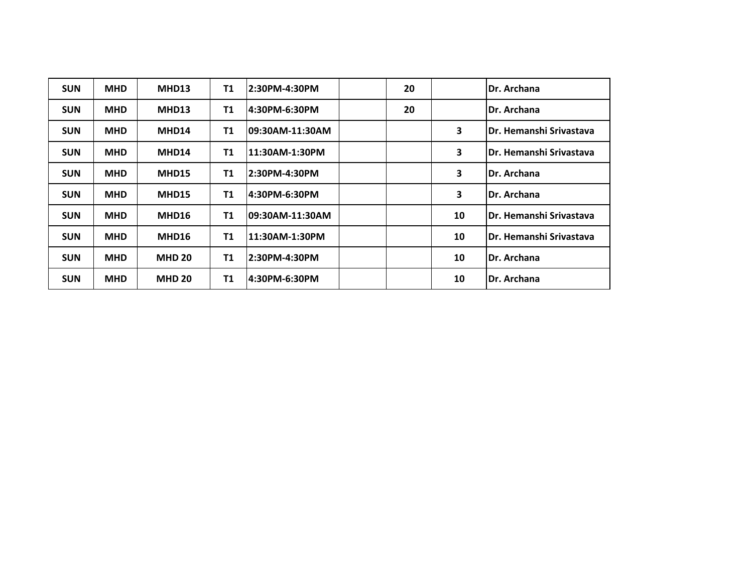| SUN | MHD | MHD13 | T1 | 2:30PM-4:30PM | | 20 | | Dr. Archana |
|---|---|---|---|---|---|---|---|---|
| SUN | MHD | MHD13 | T1 | 4:30PM-6:30PM | | 20 | | Dr. Archana |
| SUN | MHD | MHD14 | T1 | 09:30AM-11:30AM | | | 3 | Dr. Hemanshi Srivastava |
| SUN | MHD | MHD14 | T1 | 11:30AM-1:30PM | | | 3 | Dr. Hemanshi Srivastava |
| SUN | MHD | MHD15 | T1 | 2:30PM-4:30PM | | | 3 | Dr. Archana |
| SUN | MHD | MHD15 | T1 | 4:30PM-6:30PM | | | 3 | Dr. Archana |
| SUN | MHD | MHD16 | T1 | 09:30AM-11:30AM | | | 10 | Dr. Hemanshi Srivastava |
| SUN | MHD | MHD16 | T1 | 11:30AM-1:30PM | | | 10 | Dr. Hemanshi Srivastava |
| SUN | MHD | MHD 20 | T1 | 2:30PM-4:30PM | | | 10 | Dr. Archana |
| SUN | MHD | MHD 20 | T1 | 4:30PM-6:30PM | | | 10 | Dr. Archana |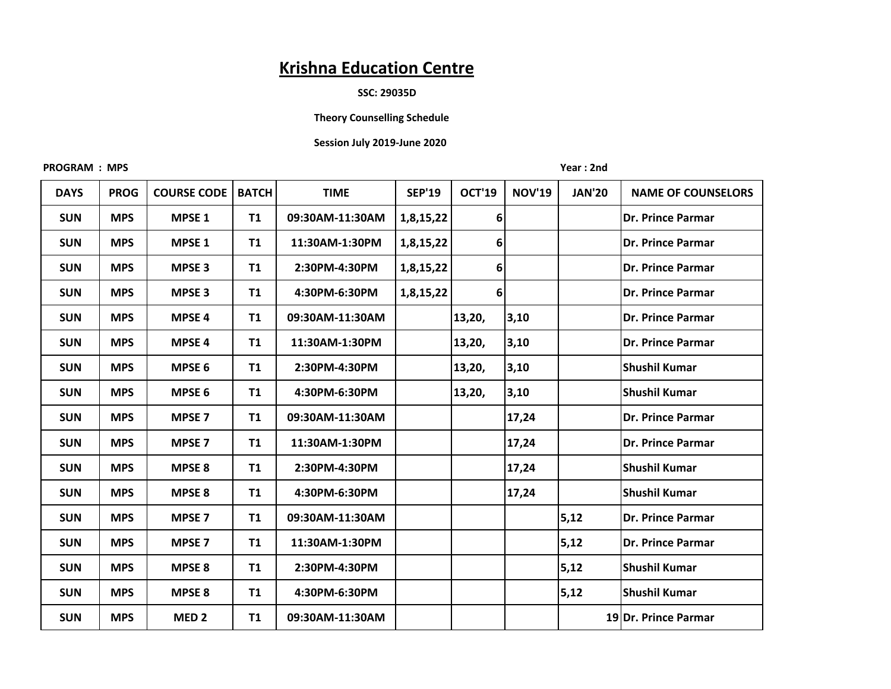# Krishna Education Centre

**SSC: 29035D**

**Theory Counselling Schedule**

**Session July 2019-June 2020**

**PROGRAM : MPS** **Year : 2nd**

| DAYS | PROG | COURSE CODE | BATCH | TIME | SEP'19 | OCT'19 | NOV'19 | JAN'20 | NAME OF COUNSELORS |
|---|---|---|---|---|---|---|---|---|---|
| SUN | MPS | MPSE 1 | T1 | 09:30AM-11:30AM | 1,8,15,22 | 6 | | | Dr. Prince Parmar |
| SUN | MPS | MPSE 1 | T1 | 11:30AM-1:30PM | 1,8,15,22 | 6 | | | Dr. Prince Parmar |
| SUN | MPS | MPSE 3 | T1 | 2:30PM-4:30PM | 1,8,15,22 | 6 | | | Dr. Prince Parmar |
| SUN | MPS | MPSE 3 | T1 | 4:30PM-6:30PM | 1,8,15,22 | 6 | | | Dr. Prince Parmar |
| SUN | MPS | MPSE 4 | T1 | 09:30AM-11:30AM | | 13,20, | 3,10 | | Dr. Prince Parmar |
| SUN | MPS | MPSE 4 | T1 | 11:30AM-1:30PM | | 13,20, | 3,10 | | Dr. Prince Parmar |
| SUN | MPS | MPSE 6 | T1 | 2:30PM-4:30PM | | 13,20, | 3,10 | | Shushil Kumar |
| SUN | MPS | MPSE 6 | T1 | 4:30PM-6:30PM | | 13,20, | 3,10 | | Shushil Kumar |
| SUN | MPS | MPSE 7 | T1 | 09:30AM-11:30AM | | | 17,24 | | Dr. Prince Parmar |
| SUN | MPS | MPSE 7 | T1 | 11:30AM-1:30PM | | | 17,24 | | Dr. Prince Parmar |
| SUN | MPS | MPSE 8 | T1 | 2:30PM-4:30PM | | | 17,24 | | Shushil Kumar |
| SUN | MPS | MPSE 8 | T1 | 4:30PM-6:30PM | | | 17,24 | | Shushil Kumar |
| SUN | MPS | MPSE 7 | T1 | 09:30AM-11:30AM | | | | 5,12 | Dr. Prince Parmar |
| SUN | MPS | MPSE 7 | T1 | 11:30AM-1:30PM | | | | 5,12 | Dr. Prince Parmar |
| SUN | MPS | MPSE 8 | T1 | 2:30PM-4:30PM | | | | 5,12 | Shushil Kumar |
| SUN | MPS | MPSE 8 | T1 | 4:30PM-6:30PM | | | | 5,12 | Shushil Kumar |
| SUN | MPS | MED 2 | T1 | 09:30AM-11:30AM | | | | 19 | Dr. Prince Parmar |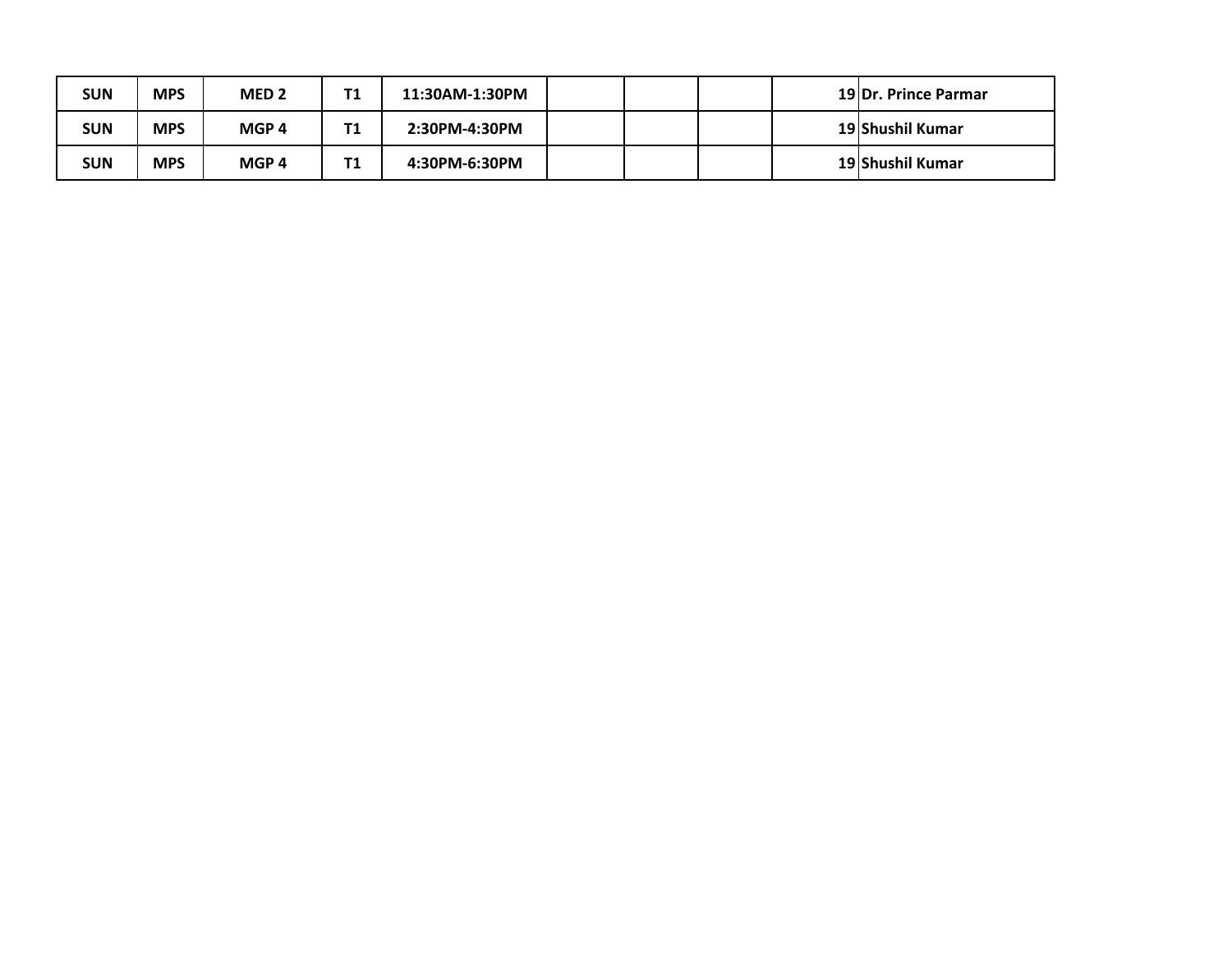| | | | | | | | | | |
|---|---|---|---|---|---|---|---|---|---|
| SUN | MPS | MED 2 | T1 | 11:30AM-1:30PM | | | | 19 | Dr. Prince Parmar |
| SUN | MPS | MGP 4 | T1 | 2:30PM-4:30PM | | | | 19 | Shushil Kumar |
| SUN | MPS | MGP 4 | T1 | 4:30PM-6:30PM | | | | 19 | Shushil Kumar |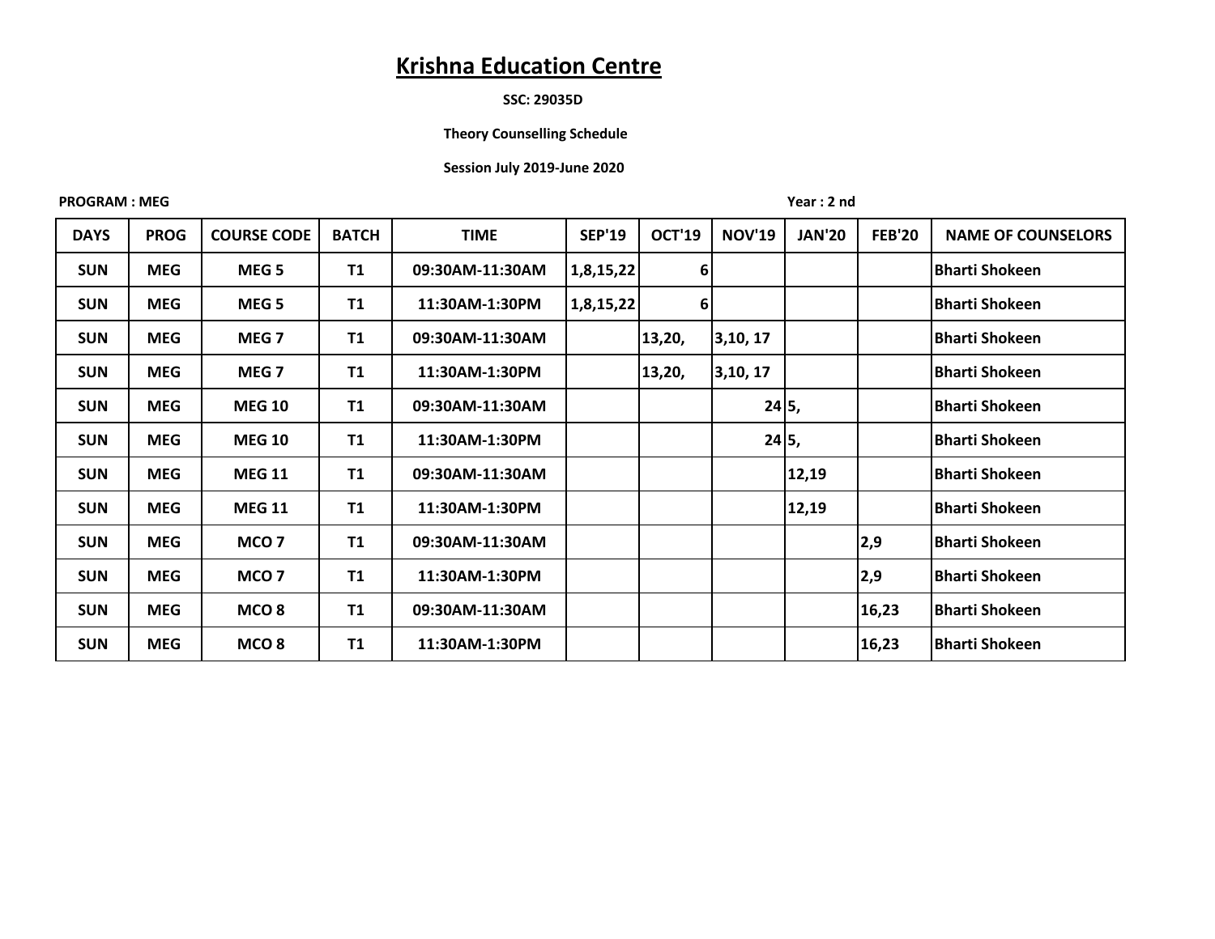# Krishna Education Centre

**SSC: 29035D**

**Theory Counselling Schedule**

**Session July 2019-June 2020**

**PROGRAM : MEG** **Year : 2 nd**

| DAYS | PROG | COURSE CODE | BATCH | TIME | SEP'19 | OCT'19 | NOV'19 | JAN'20 | FEB'20 | NAME OF COUNSELORS |
|---|---|---|---|---|---|---|---|---|---|---|
| SUN | MEG | MEG 5 | T1 | 09:30AM-11:30AM | 1,8,15,22 | 6 | | | | Bharti Shokeen |
| SUN | MEG | MEG 5 | T1 | 11:30AM-1:30PM | 1,8,15,22 | 6 | | | | Bharti Shokeen |
| SUN | MEG | MEG 7 | T1 | 09:30AM-11:30AM | | 13,20, | 3,10, 17 | | | Bharti Shokeen |
| SUN | MEG | MEG 7 | T1 | 11:30AM-1:30PM | | 13,20, | 3,10, 17 | | | Bharti Shokeen |
| SUN | MEG | MEG 10 | T1 | 09:30AM-11:30AM | | | 24 | 5, | | Bharti Shokeen |
| SUN | MEG | MEG 10 | T1 | 11:30AM-1:30PM | | | 24 | 5, | | Bharti Shokeen |
| SUN | MEG | MEG 11 | T1 | 09:30AM-11:30AM | | | | 12,19 | | Bharti Shokeen |
| SUN | MEG | MEG 11 | T1 | 11:30AM-1:30PM | | | | 12,19 | | Bharti Shokeen |
| SUN | MEG | MCO 7 | T1 | 09:30AM-11:30AM | | | | | 2,9 | Bharti Shokeen |
| SUN | MEG | MCO 7 | T1 | 11:30AM-1:30PM | | | | | 2,9 | Bharti Shokeen |
| SUN | MEG | MCO 8 | T1 | 09:30AM-11:30AM | | | | | 16,23 | Bharti Shokeen |
| SUN | MEG | MCO 8 | T1 | 11:30AM-1:30PM | | | | | 16,23 | Bharti Shokeen |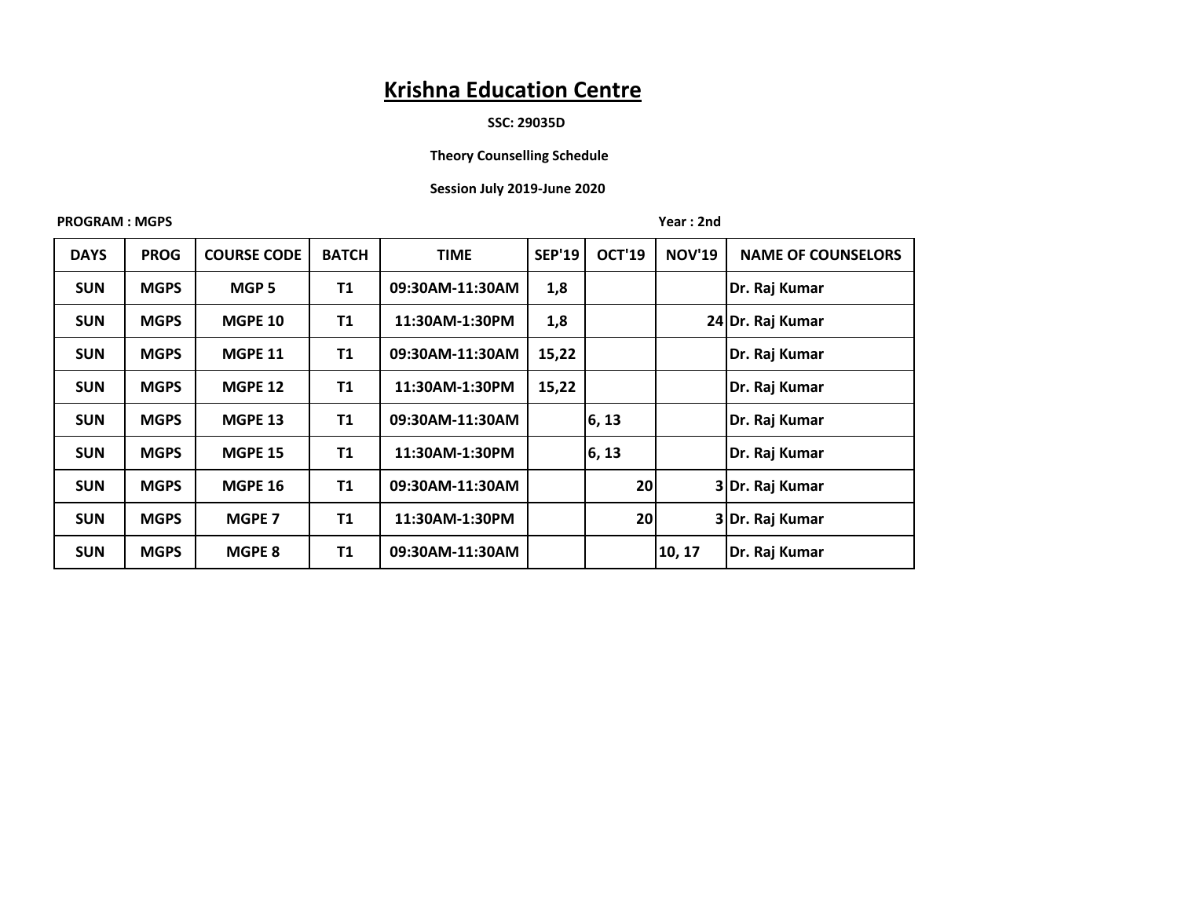# Krishna Education Centre

**SSC: 29035D**

**Theory Counselling Schedule**

**Session July 2019-June 2020**

**PROGRAM : MGPS** **Year : 2nd**

| DAYS | PROG | COURSE CODE | BATCH | TIME | SEP'19 | OCT'19 | NOV'19 | NAME OF COUNSELORS |
|---|---|---|---|---|---|---|---|---|
| SUN | MGPS | MGP 5 | T1 | 09:30AM-11:30AM | 1,8 | | | Dr. Raj Kumar |
| SUN | MGPS | MGPE 10 | T1 | 11:30AM-1:30PM | 1,8 | | 24 | Dr. Raj Kumar |
| SUN | MGPS | MGPE 11 | T1 | 09:30AM-11:30AM | 15,22 | | | Dr. Raj Kumar |
| SUN | MGPS | MGPE 12 | T1 | 11:30AM-1:30PM | 15,22 | | | Dr. Raj Kumar |
| SUN | MGPS | MGPE 13 | T1 | 09:30AM-11:30AM | | 6, 13 | | Dr. Raj Kumar |
| SUN | MGPS | MGPE 15 | T1 | 11:30AM-1:30PM | | 6, 13 | | Dr. Raj Kumar |
| SUN | MGPS | MGPE 16 | T1 | 09:30AM-11:30AM | | 20 | 3 | Dr. Raj Kumar |
| SUN | MGPS | MGPE 7 | T1 | 11:30AM-1:30PM | | 20 | 3 | Dr. Raj Kumar |
| SUN | MGPS | MGPE 8 | T1 | 09:30AM-11:30AM | | | 10, 17 | Dr. Raj Kumar |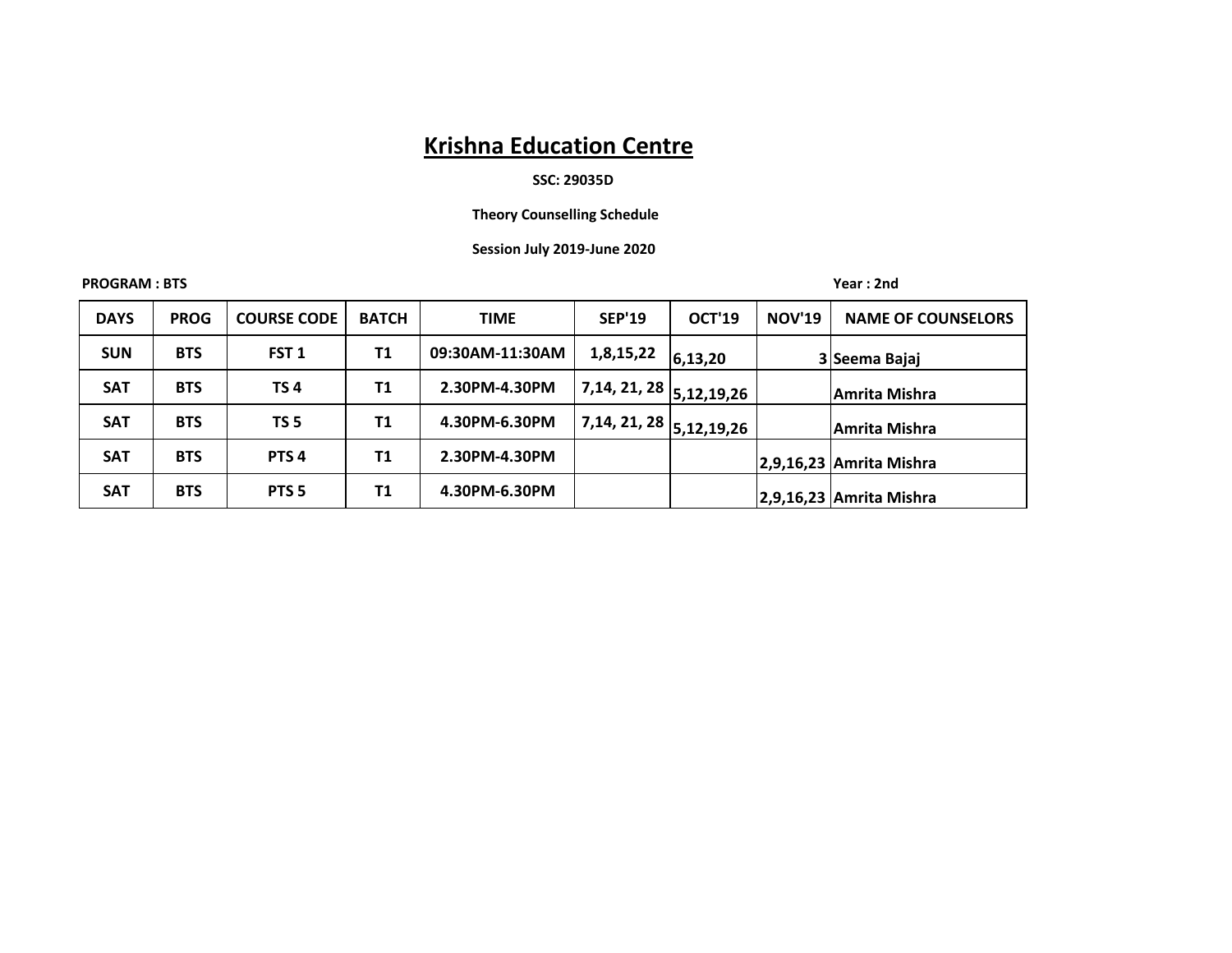# Krishna Education Centre

**SSC: 29035D**

**Theory Counselling Schedule**

**Session July 2019-June 2020**

**PROGRAM : BTS** **Year : 2nd**

| DAYS | PROG | COURSE CODE | BATCH | TIME | SEP'19 | OCT'19 | NOV'19 | NAME OF COUNSELORS |
|---|---|---|---|---|---|---|---|---|
| SUN | BTS | FST 1 | T1 | 09:30AM-11:30AM | 1,8,15,22 | 6,13,20 | 3 | Seema Bajaj |
| SAT | BTS | TS 4 | T1 | 2.30PM-4.30PM | 7,14, 21, 28 | 5,12,19,26 | | Amrita Mishra |
| SAT | BTS | TS 5 | T1 | 4.30PM-6.30PM | 7,14, 21, 28 | 5,12,19,26 | | Amrita Mishra |
| SAT | BTS | PTS 4 | T1 | 2.30PM-4.30PM | | | 2,9,16,23 | Amrita Mishra |
| SAT | BTS | PTS 5 | T1 | 4.30PM-6.30PM | | | 2,9,16,23 | Amrita Mishra |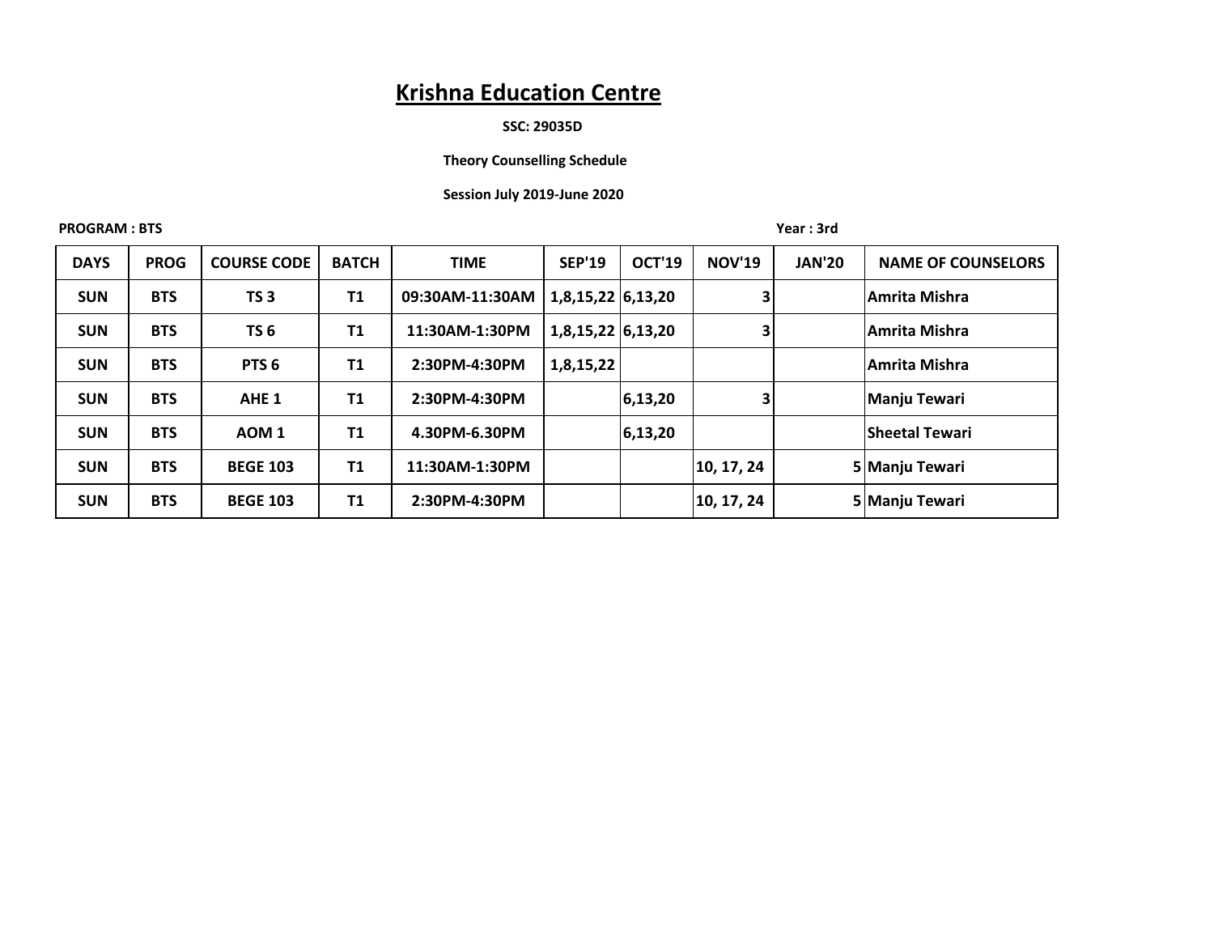# Krishna Education Centre

**SSC: 29035D**

**Theory Counselling Schedule**

**Session July 2019-June 2020**

**PROGRAM : BTS** **Year : 3rd**

| DAYS | PROG | COURSE CODE | BATCH | TIME | SEP'19 | OCT'19 | NOV'19 | JAN'20 | NAME OF COUNSELORS |
|---|---|---|---|---|---|---|---|---|---|
| SUN | BTS | TS 3 | T1 | 09:30AM-11:30AM | 1,8,15,22 | 6,13,20 | 3 | | Amrita Mishra |
| SUN | BTS | TS 6 | T1 | 11:30AM-1:30PM | 1,8,15,22 | 6,13,20 | 3 | | Amrita Mishra |
| SUN | BTS | PTS 6 | T1 | 2:30PM-4:30PM | 1,8,15,22 | | | | Amrita Mishra |
| SUN | BTS | AHE 1 | T1 | 2:30PM-4:30PM | | 6,13,20 | 3 | | Manju Tewari |
| SUN | BTS | AOM 1 | T1 | 4.30PM-6.30PM | | 6,13,20 | | | Sheetal Tewari |
| SUN | BTS | BEGE 103 | T1 | 11:30AM-1:30PM | | | 10, 17, 24 | 5 | Manju Tewari |
| SUN | BTS | BEGE 103 | T1 | 2:30PM-4:30PM | | | 10, 17, 24 | 5 | Manju Tewari |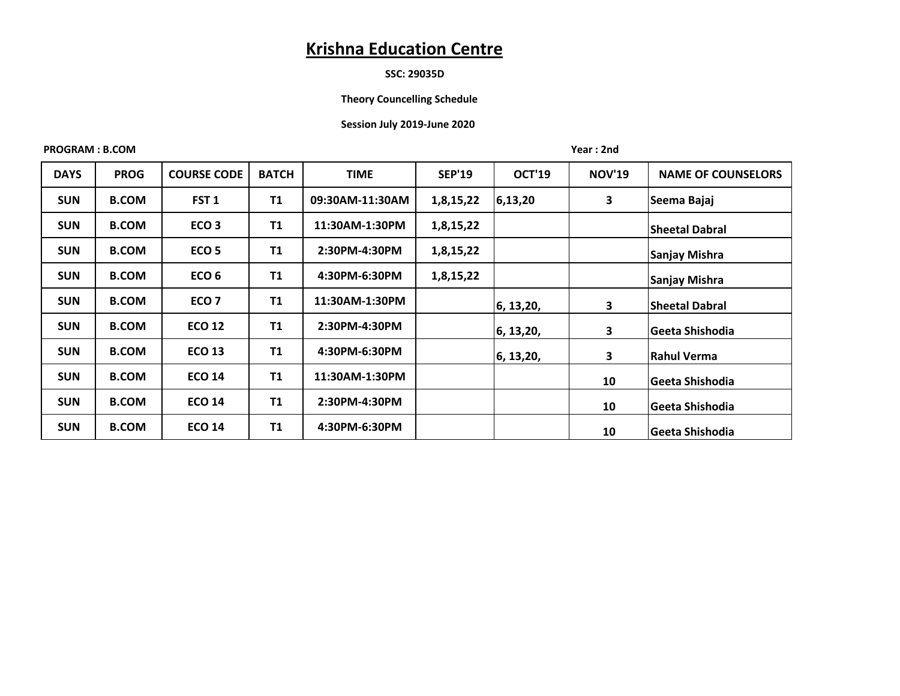# Krishna Education Centre

**SSC: 29035D**

**Theory Councelling Schedule**

**Session July 2019-June 2020**

**PROGRAM : B.COM** **Year : 2nd**

| DAYS | PROG | COURSE CODE | BATCH | TIME | SEP'19 | OCT'19 | NOV'19 | NAME OF COUNSELORS |
|---|---|---|---|---|---|---|---|---|
| SUN | B.COM | FST 1 | T1 | 09:30AM-11:30AM | 1,8,15,22 | 6,13,20 | 3 | Seema Bajaj |
| SUN | B.COM | ECO 3 | T1 | 11:30AM-1:30PM | 1,8,15,22 | | | Sheetal Dabral |
| SUN | B.COM | ECO 5 | T1 | 2:30PM-4:30PM | 1,8,15,22 | | | Sanjay Mishra |
| SUN | B.COM | ECO 6 | T1 | 4:30PM-6:30PM | 1,8,15,22 | | | Sanjay Mishra |
| SUN | B.COM | ECO 7 | T1 | 11:30AM-1:30PM | | 6, 13,20, | 3 | Sheetal Dabral |
| SUN | B.COM | ECO 12 | T1 | 2:30PM-4:30PM | | 6, 13,20, | 3 | Geeta Shishodia |
| SUN | B.COM | ECO 13 | T1 | 4:30PM-6:30PM | | 6, 13,20, | 3 | Rahul Verma |
| SUN | B.COM | ECO 14 | T1 | 11:30AM-1:30PM | | | 10 | Geeta Shishodia |
| SUN | B.COM | ECO 14 | T1 | 2:30PM-4:30PM | | | 10 | Geeta Shishodia |
| SUN | B.COM | ECO 14 | T1 | 4:30PM-6:30PM | | | 10 | Geeta Shishodia |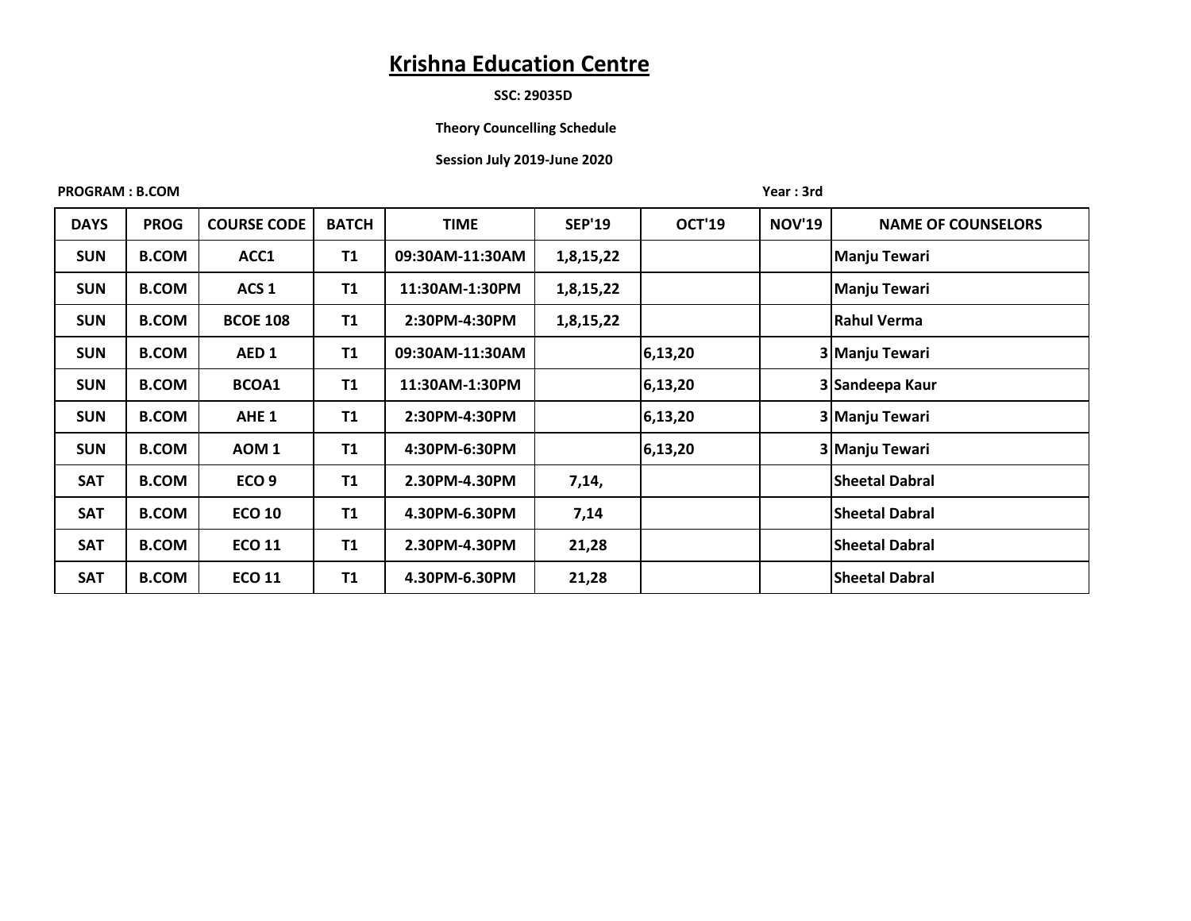# Krishna Education Centre

**SSC: 29035D**

**Theory Councelling Schedule**

**Session July 2019-June 2020**

**PROGRAM : B.COM** **Year : 3rd**

| DAYS | PROG | COURSE CODE | BATCH | TIME | SEP'19 | OCT'19 | NOV'19 | NAME OF COUNSELORS |
|---|---|---|---|---|---|---|---|---|
| SUN | B.COM | ACC1 | T1 | 09:30AM-11:30AM | 1,8,15,22 | | | Manju Tewari |
| SUN | B.COM | ACS 1 | T1 | 11:30AM-1:30PM | 1,8,15,22 | | | Manju Tewari |
| SUN | B.COM | BCOE 108 | T1 | 2:30PM-4:30PM | 1,8,15,22 | | | Rahul Verma |
| SUN | B.COM | AED 1 | T1 | 09:30AM-11:30AM | | 6,13,20 | 3 | Manju Tewari |
| SUN | B.COM | BCOA1 | T1 | 11:30AM-1:30PM | | 6,13,20 | 3 | Sandeepa Kaur |
| SUN | B.COM | AHE 1 | T1 | 2:30PM-4:30PM | | 6,13,20 | 3 | Manju Tewari |
| SUN | B.COM | AOM 1 | T1 | 4:30PM-6:30PM | | 6,13,20 | 3 | Manju Tewari |
| SAT | B.COM | ECO 9 | T1 | 2.30PM-4.30PM | 7,14, | | | Sheetal Dabral |
| SAT | B.COM | ECO 10 | T1 | 4.30PM-6.30PM | 7,14 | | | Sheetal Dabral |
| SAT | B.COM | ECO 11 | T1 | 2.30PM-4.30PM | 21,28 | | | Sheetal Dabral |
| SAT | B.COM | ECO 11 | T1 | 4.30PM-6.30PM | 21,28 | | | Sheetal Dabral |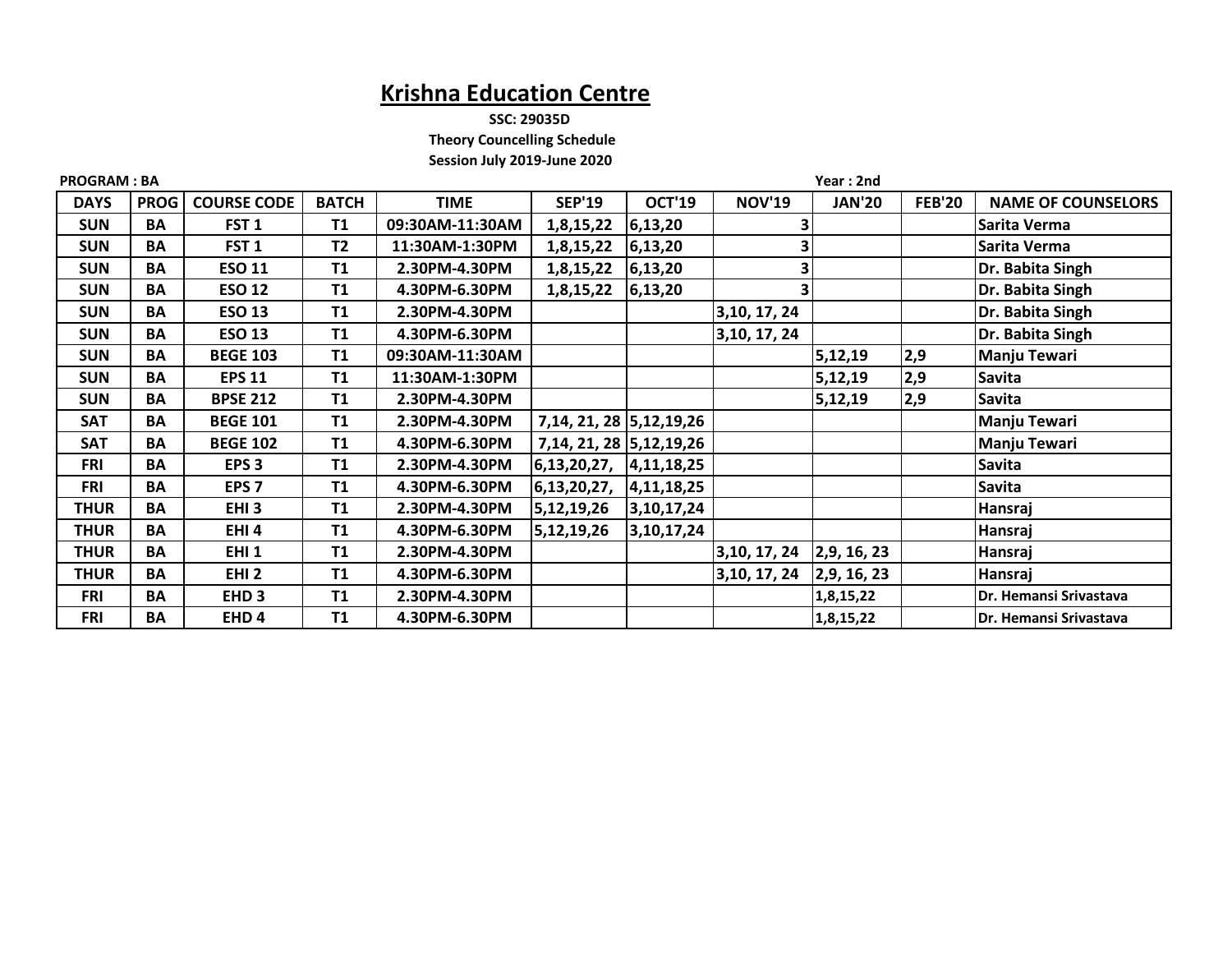# Krishna Education Centre

**SSC: 29035D**

**Theory Councelling Schedule**

**Session July 2019-June 2020**

**PROGRAM : BA** **Year : 2nd**

| DAYS | PROG | COURSE CODE | BATCH | TIME | SEP'19 | OCT'19 | NOV'19 | JAN'20 | FEB'20 | NAME OF COUNSELORS |
|---|---|---|---|---|---|---|---|---|---|---|
| SUN | BA | FST 1 | T1 | 09:30AM-11:30AM | 1,8,15,22 | 6,13,20 | 3 | | | Sarita Verma |
| SUN | BA | FST 1 | T2 | 11:30AM-1:30PM | 1,8,15,22 | 6,13,20 | 3 | | | Sarita Verma |
| SUN | BA | ESO 11 | T1 | 2.30PM-4.30PM | 1,8,15,22 | 6,13,20 | 3 | | | Dr. Babita Singh |
| SUN | BA | ESO 12 | T1 | 4.30PM-6.30PM | 1,8,15,22 | 6,13,20 | 3 | | | Dr. Babita Singh |
| SUN | BA | ESO 13 | T1 | 2.30PM-4.30PM | | | 3,10, 17, 24 | | | Dr. Babita Singh |
| SUN | BA | ESO 13 | T1 | 4.30PM-6.30PM | | | 3,10, 17, 24 | | | Dr. Babita Singh |
| SUN | BA | BEGE 103 | T1 | 09:30AM-11:30AM | | | | 5,12,19 | 2,9 | Manju Tewari |
| SUN | BA | EPS 11 | T1 | 11:30AM-1:30PM | | | | 5,12,19 | 2,9 | Savita |
| SUN | BA | BPSE 212 | T1 | 2.30PM-4.30PM | | | | 5,12,19 | 2,9 | Savita |
| SAT | BA | BEGE 101 | T1 | 2.30PM-4.30PM | 7,14, 21, 28 | 5,12,19,26 | | | | Manju Tewari |
| SAT | BA | BEGE 102 | T1 | 4.30PM-6.30PM | 7,14, 21, 28 | 5,12,19,26 | | | | Manju Tewari |
| FRI | BA | EPS 3 | T1 | 2.30PM-4.30PM | 6,13,20,27, | 4,11,18,25 | | | | Savita |
| FRI | BA | EPS 7 | T1 | 4.30PM-6.30PM | 6,13,20,27, | 4,11,18,25 | | | | Savita |
| THUR | BA | EHI 3 | T1 | 2.30PM-4.30PM | 5,12,19,26 | 3,10,17,24 | | | | Hansraj |
| THUR | BA | EHI 4 | T1 | 4.30PM-6.30PM | 5,12,19,26 | 3,10,17,24 | | | | Hansraj |
| THUR | BA | EHI 1 | T1 | 2.30PM-4.30PM | | | 3,10, 17, 24 | 2,9, 16, 23 | | Hansraj |
| THUR | BA | EHI 2 | T1 | 4.30PM-6.30PM | | | 3,10, 17, 24 | 2,9, 16, 23 | | Hansraj |
| FRI | BA | EHD 3 | T1 | 2.30PM-4.30PM | | | | 1,8,15,22 | | Dr. Hemansi Srivastava |
| FRI | BA | EHD 4 | T1 | 4.30PM-6.30PM | | | | 1,8,15,22 | | Dr. Hemansi Srivastava |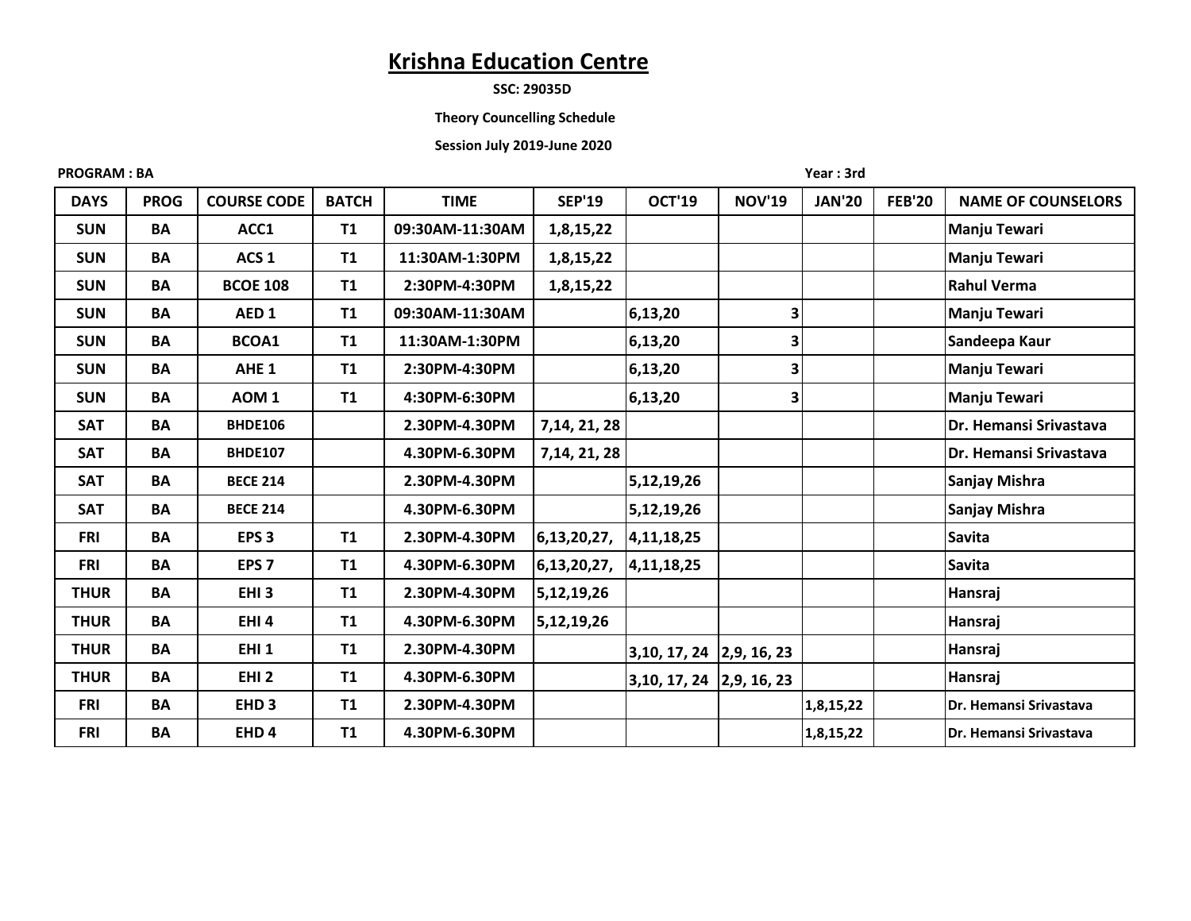# Krishna Education Centre

**SSC: 29035D**

**Theory Councelling Schedule**

**Session July 2019-June 2020**

**PROGRAM : BA** **Year : 3rd**

| DAYS | PROG | COURSE CODE | BATCH | TIME | SEP'19 | OCT'19 | NOV'19 | JAN'20 | FEB'20 | NAME OF COUNSELORS |
|---|---|---|---|---|---|---|---|---|---|---|
| SUN | BA | ACC1 | T1 | 09:30AM-11:30AM | 1,8,15,22 | | | | | Manju Tewari |
| SUN | BA | ACS 1 | T1 | 11:30AM-1:30PM | 1,8,15,22 | | | | | Manju Tewari |
| SUN | BA | BCOE 108 | T1 | 2:30PM-4:30PM | 1,8,15,22 | | | | | Rahul Verma |
| SUN | BA | AED 1 | T1 | 09:30AM-11:30AM | | 6,13,20 | 3 | | | Manju Tewari |
| SUN | BA | BCOA1 | T1 | 11:30AM-1:30PM | | 6,13,20 | 3 | | | Sandeepa Kaur |
| SUN | BA | AHE 1 | T1 | 2:30PM-4:30PM | | 6,13,20 | 3 | | | Manju Tewari |
| SUN | BA | AOM 1 | T1 | 4:30PM-6:30PM | | 6,13,20 | 3 | | | Manju Tewari |
| SAT | BA | BHDE106 | | 2.30PM-4.30PM | 7,14, 21, 28 | | | | | Dr. Hemansi Srivastava |
| SAT | BA | BHDE107 | | 4.30PM-6.30PM | 7,14, 21, 28 | | | | | Dr. Hemansi Srivastava |
| SAT | BA | BECE 214 | | 2.30PM-4.30PM | | 5,12,19,26 | | | | Sanjay Mishra |
| SAT | BA | BECE 214 | | 4.30PM-6.30PM | | 5,12,19,26 | | | | Sanjay Mishra |
| FRI | BA | EPS 3 | T1 | 2.30PM-4.30PM | 6,13,20,27, | 4,11,18,25 | | | | Savita |
| FRI | BA | EPS 7 | T1 | 4.30PM-6.30PM | 6,13,20,27, | 4,11,18,25 | | | | Savita |
| THUR | BA | EHI 3 | T1 | 2.30PM-4.30PM | 5,12,19,26 | | | | | Hansraj |
| THUR | BA | EHI 4 | T1 | 4.30PM-6.30PM | 5,12,19,26 | | | | | Hansraj |
| THUR | BA | EHI 1 | T1 | 2.30PM-4.30PM | | 3,10, 17, 24 | 2,9, 16, 23 | | | Hansraj |
| THUR | BA | EHI 2 | T1 | 4.30PM-6.30PM | | 3,10, 17, 24 | 2,9, 16, 23 | | | Hansraj |
| FRI | BA | EHD 3 | T1 | 2.30PM-4.30PM | | | | 1,8,15,22 | | Dr. Hemansi Srivastava |
| FRI | BA | EHD 4 | T1 | 4.30PM-6.30PM | | | | 1,8,15,22 | | Dr. Hemansi Srivastava |